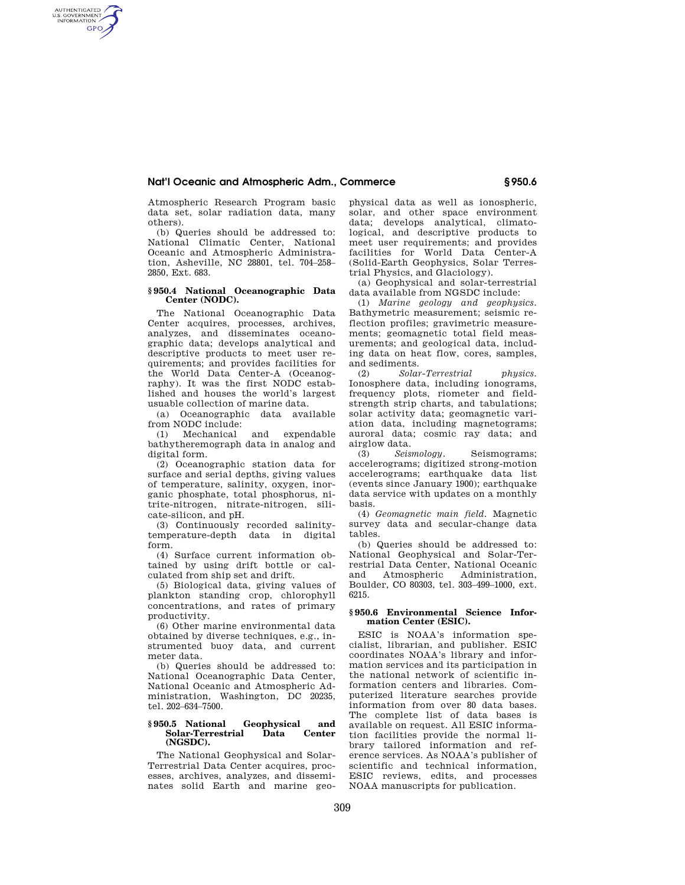Atmospheric Research Program basic data set, solar radiation data, many others).

(b) Queries should be addressed to: National Climatic Center, National Oceanic and Atmospheric Administration, Asheville, NC 28801, tel. 704–258–2850, Ext. 683.

### § 950.4 National Oceanographic Data Center (NODC).

The National Oceanographic Data Center acquires, processes, archives, analyzes, and disseminates oceanographic data; develops analytical and descriptive products to meet user requirements; and provides facilities for the World Data Center-A (Oceanography). It was the first NODC established and houses the world's largest usable collection of marine data.

(a) Oceanographic data available from NODC include:

(1) Mechanical and expendable bathytheremograph data in analog and digital form.

(2) Oceanographic station data for surface and serial depths, giving values of temperature, salinity, oxygen, inorganic phosphate, total phosphorus, nitrite-nitrogen, nitrate-nitrogen, silicate-silicon, and pH.

(3) Continuously recorded salinity-temperature-depth data in digital form.

(4) Surface current information obtained by using drift bottle or calculated from ship set and drift.

(5) Biological data, giving values of plankton standing crop, chlorophyll concentrations, and rates of primary productivity.

(6) Other marine environmental data obtained by diverse techniques, e.g., instrumented buoy data, and current meter data.

(b) Queries should be addressed to: National Oceanographic Data Center, National Oceanic and Atmospheric Administration, Washington, DC 20235, tel. 202–634–7500.

### § 950.5 National Geophysical and Solar-Terrestrial Data Center (NGSDC).

The National Geophysical and Solar-Terrestrial Data Center acquires, processes, archives, analyzes, and disseminates solid Earth and marine geophysical data as well as ionospheric, solar, and other space environment data; develops analytical, climatological, and descriptive products to meet user requirements; and provides facilities for World Data Center-A (Solid-Earth Geophysics, Solar Terrestrial Physics, and Glaciology).

(a) Geophysical and solar-terrestrial data available from NGSDC include:

(1) *Marine geology and geophysics.* Bathymetric measurement; seismic reflection profiles; gravimetric measurements; geomagnetic total field measurements; and geological data, including data on heat flow, cores, samples, and sediments.

(2) *Solar-Terrestrial physics.* Ionosphere data, including ionograms, frequency plots, riometer and field-strength strip charts, and tabulations; solar activity data; geomagnetic variation data, including magnetograms; auroral data; cosmic ray data; and airglow data.

(3) *Seismology.* Seismograms; accelerograms; digitized strong-motion accelerograms; earthquake data list (events since January 1900); earthquake data service with updates on a monthly basis.

(4) *Geomagnetic main field.* Magnetic survey data and secular-change data tables.

(b) Queries should be addressed to: National Geophysical and Solar-Terrestrial Data Center, National Oceanic and Atmospheric Administration, Boulder, CO 80303, tel. 303–499–1000, ext. 6215.

### § 950.6 Environmental Science Information Center (ESIC).

ESIC is NOAA's information specialist, librarian, and publisher. ESIC coordinates NOAA's library and information services and its participation in the national network of scientific information centers and libraries. Computerized literature searches provide information from over 80 data bases. The complete list of data bases is available on request. All ESIC information facilities provide the normal library tailored information and reference services. As NOAA's publisher of scientific and technical information, ESIC reviews, edits, and processes NOAA manuscripts for publication.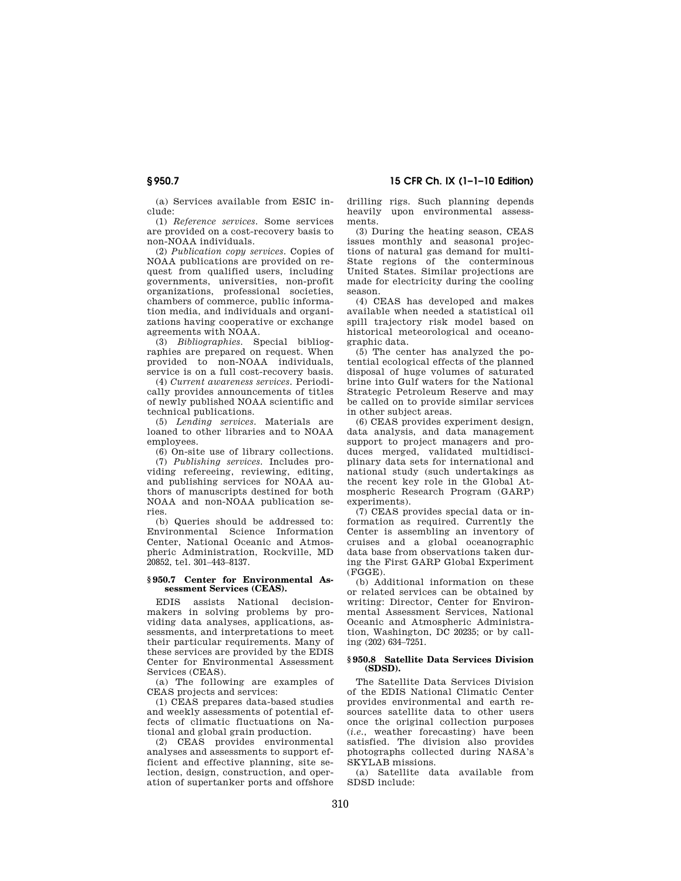(a) Services available from ESIC include:

(1) *Reference services.* Some services are provided on a cost-recovery basis to non-NOAA individuals.

(2) *Publication copy services.* Copies of NOAA publications are provided on request from qualified users, including governments, universities, non-profit organizations, professional societies, chambers of commerce, public information media, and individuals and organizations having cooperative or exchange agreements with NOAA.

(3) *Bibliographies.* Special bibliographies are prepared on request. When provided to non-NOAA individuals, service is on a full cost-recovery basis.

(4) *Current awareness services.* Periodically provides announcements of titles of newly published NOAA scientific and technical publications.

(5) *Lending services.* Materials are loaned to other libraries and to NOAA employees.

(6) On-site use of library collections.

(7) *Publishing services.* Includes providing refereeing, reviewing, editing, and publishing services for NOAA authors of manuscripts destined for both NOAA and non-NOAA publication series.

(b) Queries should be addressed to: Environmental Science Information Center, National Oceanic and Atmospheric Administration, Rockville, MD 20852, tel. 301–443–8137.

### § 950.7 Center for Environmental Assessment Services (CEAS).

EDIS assists National decisionmakers in solving problems by providing data analyses, applications, assessments, and interpretations to meet their particular requirements. Many of these services are provided by the EDIS Center for Environmental Assessment Services (CEAS).

(a) The following are examples of CEAS projects and services:

(1) CEAS prepares data-based studies and weekly assessments of potential effects of climatic fluctuations on National and global grain production.

(2) CEAS provides environmental analyses and assessments to support efficient and effective planning, site selection, design, construction, and operation of supertanker ports and offshore drilling rigs. Such planning depends heavily upon environmental assessments.

(3) During the heating season, CEAS issues monthly and seasonal projections of natural gas demand for multi-State regions of the conterminous United States. Similar projections are made for electricity during the cooling season.

(4) CEAS has developed and makes available when needed a statistical oil spill trajectory risk model based on historical meteorological and oceanographic data.

(5) The center has analyzed the potential ecological effects of the planned disposal of huge volumes of saturated brine into Gulf waters for the National Strategic Petroleum Reserve and may be called on to provide similar services in other subject areas.

(6) CEAS provides experiment design, data analysis, and data management support to project managers and produces merged, validated multidisciplinary data sets for international and national study (such undertakings as the recent key role in the Global Atmospheric Research Program (GARP) experiments).

(7) CEAS provides special data or information as required. Currently the Center is assembling an inventory of cruises and a global oceanographic data base from observations taken during the First GARP Global Experiment (FGGE).

(b) Additional information on these or related services can be obtained by writing: Director, Center for Environmental Assessment Services, National Oceanic and Atmospheric Administration, Washington, DC 20235; or by calling (202) 634–7251.

### § 950.8 Satellite Data Services Division (SDSD).

The Satellite Data Services Division of the EDIS National Climatic Center provides environmental and earth resources satellite data to other users once the original collection purposes (*i.e.*, weather forecasting) have been satisfied. The division also provides photographs collected during NASA's SKYLAB missions.

(a) Satellite data available from SDSD include: